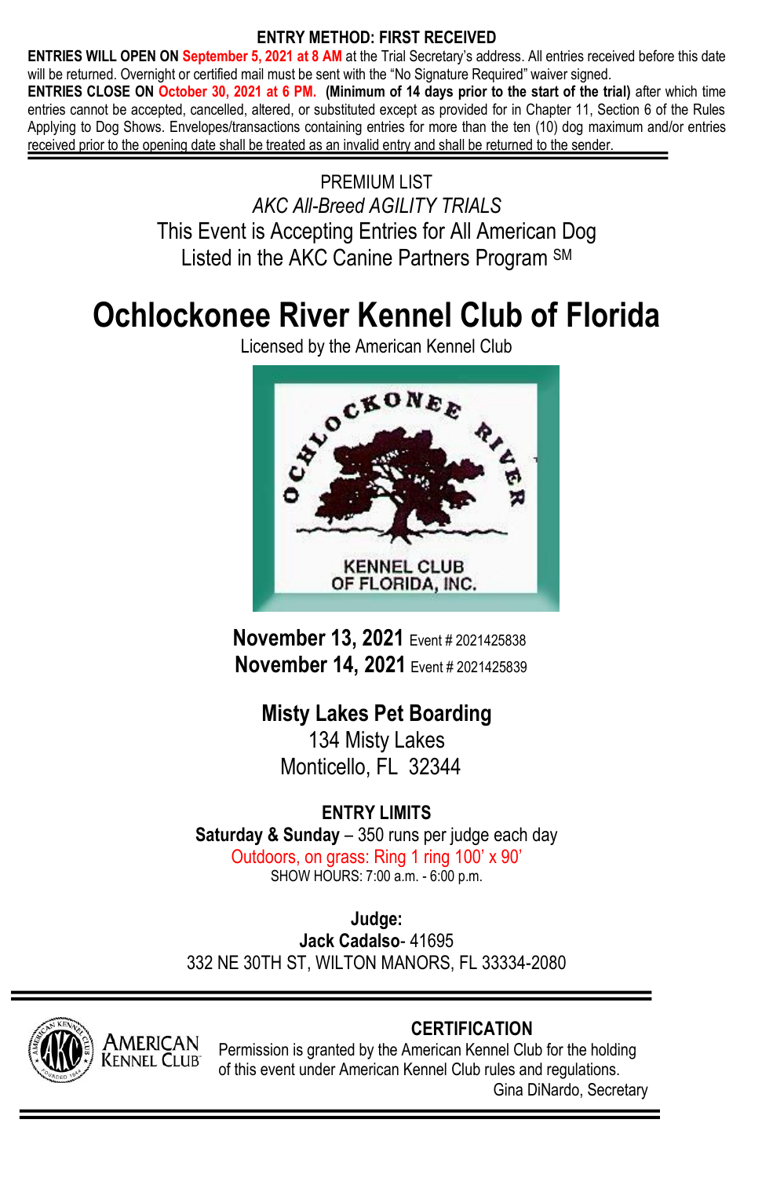**ENTRY METHOD: FIRST RECEIVED**

**ENTRIES WILL OPEN ON September 5, 2021 at 8 AM** at the Trial Secretary's address. All entries received before this date will be returned. Overnight or certified mail must be sent with the "No Signature Required" waiver signed.

**ENTRIES CLOSE ON October 30, 2021 at 6 PM. (Minimum of 14 days prior to the start of the trial)** after which time entries cannot be accepted, cancelled, altered, or substituted except as provided for in Chapter 11, Section 6 of the Rules Applying to Dog Shows. Envelopes/transactions containing entries for more than the ten (10) dog maximum and/or entries received prior to the opening date shall be treated as an invalid entry and shall be returned to the sender.

PREMIUM LIST

*AKC All-Breed AGILITY TRIALS*

This Event is Accepting Entries for All American Dog Listed in the AKC Canine Partners Program SM

# Ochlockonee River Kennel Club of Florida

Licensed by the American Kennel Club

OCHLOCKONEE RIVER KENNEL CLUB OF FLORIDA, INC.

**November 13, 2021** Event # 2021425838

**November 14, 2021** Event # 2021425839

**Misty Lakes Pet Boarding**

134 Misty Lakes

Monticello, FL 32344

**ENTRY LIMITS**

**Saturday & Sunday** – 350 runs per judge each day

Outdoors, on grass: Ring 1 ring 100' x 90'

SHOW HOURS: 7:00 a.m. - 6:00 p.m.

**Judge:**

**Jack Cadalso**- 41695

332 NE 30TH ST, WILTON MANORS, FL 33334-2080

**CERTIFICATION**

Permission is granted by the American Kennel Club for the holding of this event under American Kennel Club rules and regulations.

Gina DiNardo, Secretary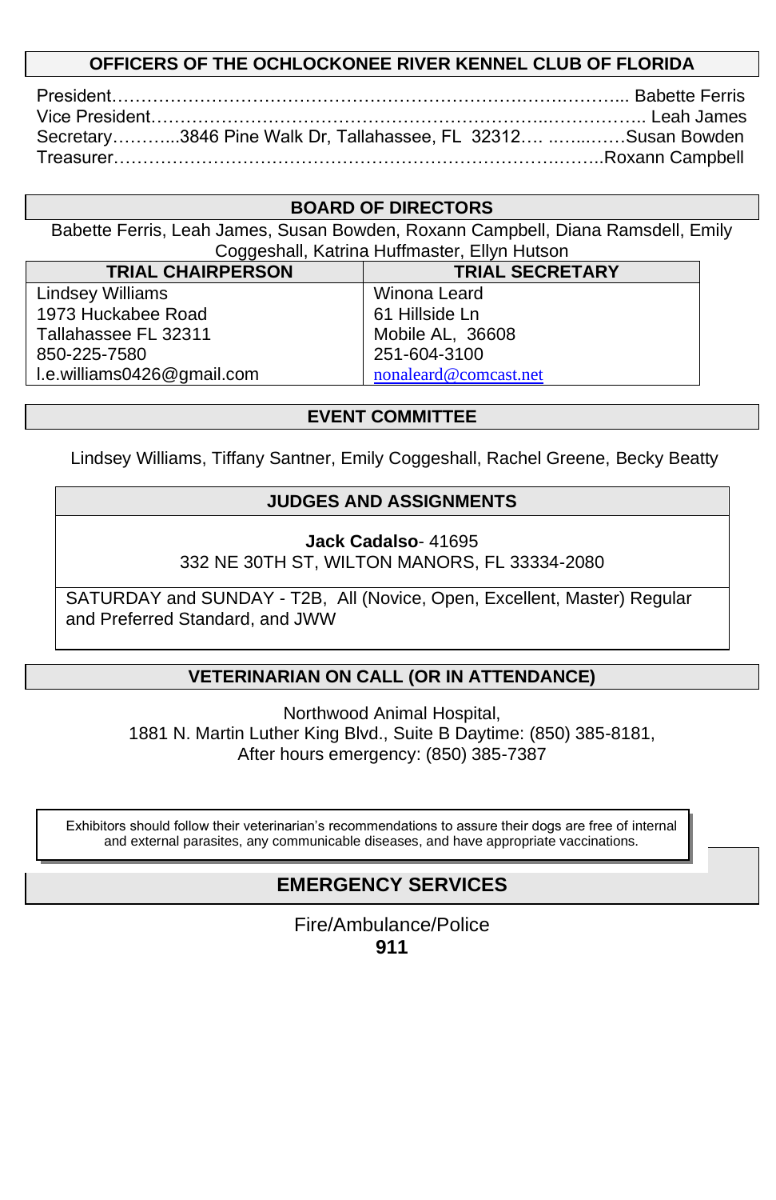## OFFICERS OF THE OCHLOCKONEE RIVER KENNEL CLUB OF FLORIDA

President……………………………………………………………………………... Babette Ferris
Vice President…………………………………………………………………….. Leah James
Secretary………...3846 Pine Walk Dr, Tallahassee, FL 32312…. ..…...……Susan Bowden
Treasurer……………………………………………………………………..……..Roxann Campbell

## BOARD OF DIRECTORS

Babette Ferris, Leah James, Susan Bowden, Roxann Campbell, Diana Ramsdell, Emily Coggeshall, Katrina Huffmaster, Ellyn Hutson

| TRIAL CHAIRPERSON | TRIAL SECRETARY |
|---|---|
| Lindsey Williams<br>1973 Huckabee Road<br>Tallahassee FL 32311<br>850-225-7580<br>l.e.williams0426@gmail.com | Winona Leard<br>61 Hillside Ln<br>Mobile AL, 36608<br>251-604-3100<br>nonaleard@comcast.net |

## EVENT COMMITTEE

Lindsey Williams, Tiffany Santner, Emily Coggeshall, Rachel Greene, Becky Beatty

## JUDGES AND ASSIGNMENTS

**Jack Cadalso**- 41695
332 NE 30TH ST, WILTON MANORS, FL 33334-2080

SATURDAY and SUNDAY - T2B, All (Novice, Open, Excellent, Master) Regular and Preferred Standard, and JWW

## VETERINARIAN ON CALL (OR IN ATTENDANCE)

Northwood Animal Hospital,
1881 N. Martin Luther King Blvd., Suite B Daytime: (850) 385-8181,
After hours emergency: (850) 385-7387

Exhibitors should follow their veterinarian's recommendations to assure their dogs are free of internal and external parasites, any communicable diseases, and have appropriate vaccinations.

## EMERGENCY SERVICES

Fire/Ambulance/Police
**911**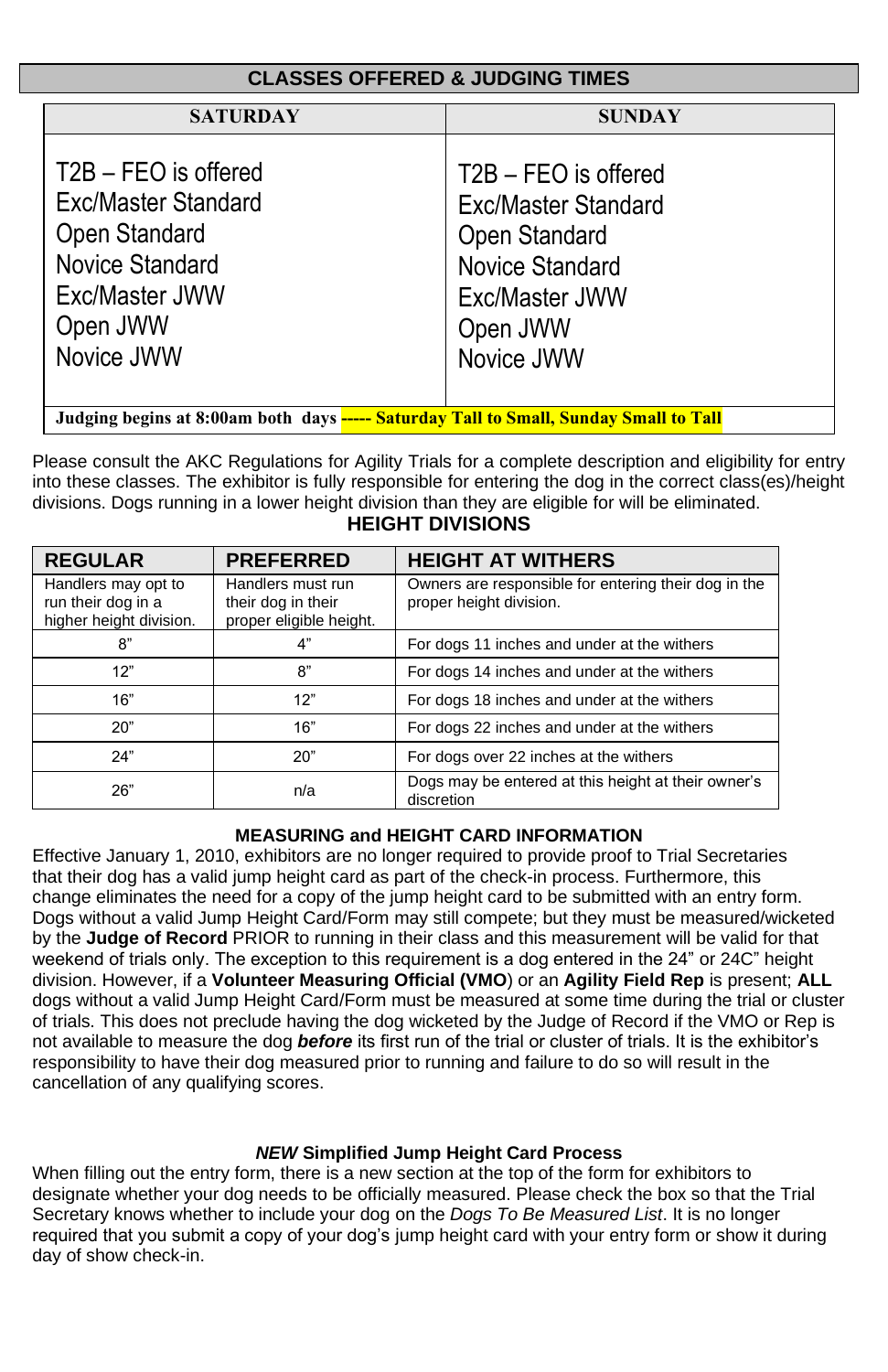## CLASSES OFFERED & JUDGING TIMES

| SATURDAY | SUNDAY |
| --- | --- |
| T2B – FEO is offered<br>Exc/Master Standard<br>Open Standard<br>Novice Standard<br>Exc/Master JWW<br>Open JWW<br>Novice JWW | T2B – FEO is offered<br>Exc/Master Standard<br>Open Standard<br>Novice Standard<br>Exc/Master JWW<br>Open JWW<br>Novice JWW |

**Judging begins at 8:00am both days ----- Saturday Tall to Small, Sunday Small to Tall**

Please consult the AKC Regulations for Agility Trials for a complete description and eligibility for entry into these classes. The exhibitor is fully responsible for entering the dog in the correct class(es)/height divisions. Dogs running in a lower height division than they are eligible for will be eliminated.

### HEIGHT DIVISIONS

| REGULAR | PREFERRED | HEIGHT AT WITHERS |
| --- | --- | --- |
| Handlers may opt to run their dog in a higher height division. | Handlers must run their dog in their proper eligible height. | Owners are responsible for entering their dog in the proper height division. |
| 8” | 4” | For dogs 11 inches and under at the withers |
| 12” | 8” | For dogs 14 inches and under at the withers |
| 16” | 12” | For dogs 18 inches and under at the withers |
| 20” | 16” | For dogs 22 inches and under at the withers |
| 24” | 20” | For dogs over 22 inches at the withers |
| 26” | n/a | Dogs may be entered at this height at their owner’s discretion |

### MEASURING and HEIGHT CARD INFORMATION

Effective January 1, 2010, exhibitors are no longer required to provide proof to Trial Secretaries that their dog has a valid jump height card as part of the check-in process. Furthermore, this change eliminates the need for a copy of the jump height card to be submitted with an entry form. Dogs without a valid Jump Height Card/Form may still compete; but they must be measured/wicketed by the **Judge of Record** PRIOR to running in their class and this measurement will be valid for that weekend of trials only. The exception to this requirement is a dog entered in the 24” or 24C” height division. However, if a **Volunteer Measuring Official (VMO**) or an **Agility Field Rep** is present; **ALL** dogs without a valid Jump Height Card/Form must be measured at some time during the trial or cluster of trials. This does not preclude having the dog wicketed by the Judge of Record if the VMO or Rep is not available to measure the dog ***before*** its first run of the trial or cluster of trials. It is the exhibitor’s responsibility to have their dog measured prior to running and failure to do so will result in the cancellation of any qualifying scores.

### ***NEW*** Simplified Jump Height Card Process

When filling out the entry form, there is a new section at the top of the form for exhibitors to designate whether your dog needs to be officially measured. Please check the box so that the Trial Secretary knows whether to include your dog on the *Dogs To Be Measured List*. It is no longer required that you submit a copy of your dog’s jump height card with your entry form or show it during day of show check-in.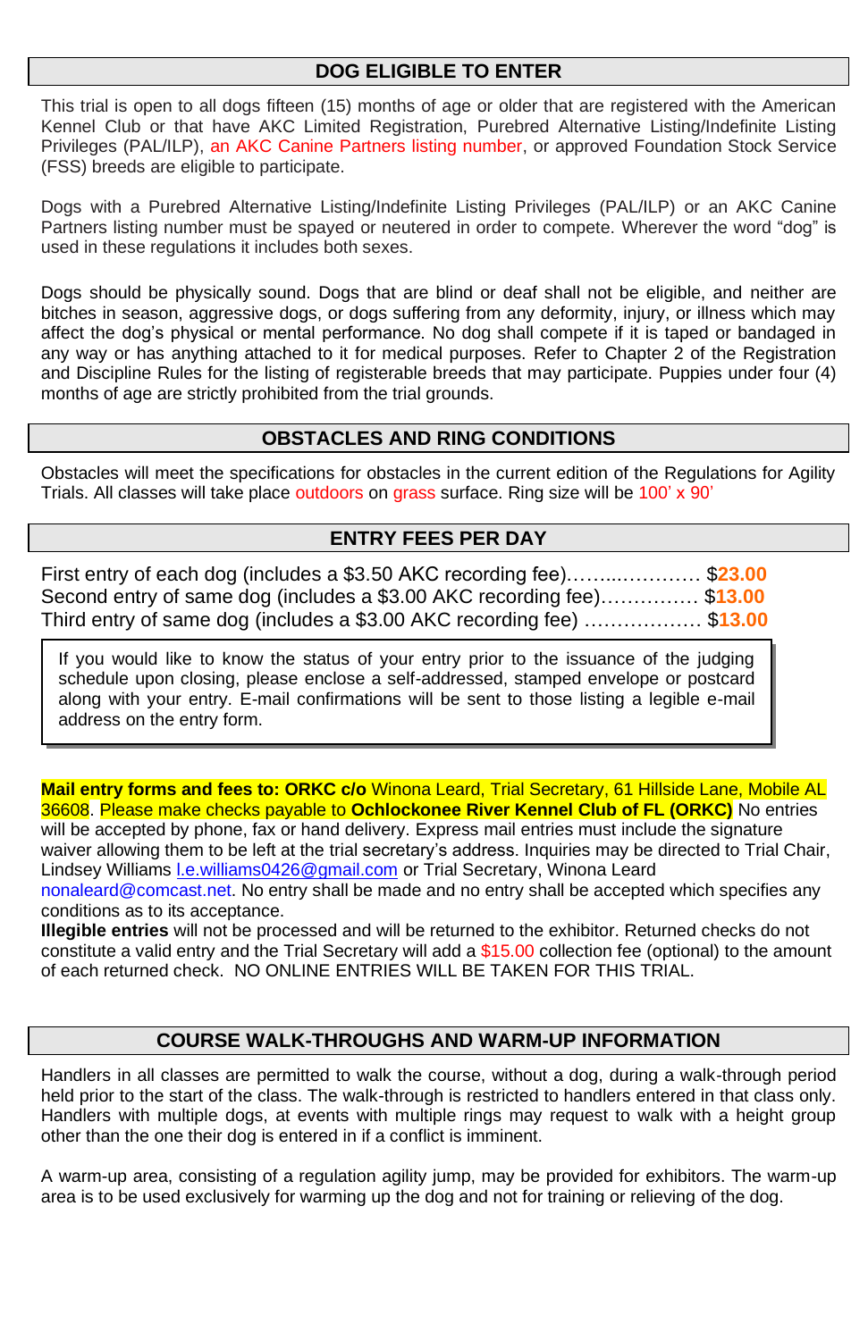## DOG ELIGIBLE TO ENTER

This trial is open to all dogs fifteen (15) months of age or older that are registered with the American Kennel Club or that have AKC Limited Registration, Purebred Alternative Listing/Indefinite Listing Privileges (PAL/ILP), an AKC Canine Partners listing number, or approved Foundation Stock Service (FSS) breeds are eligible to participate.

Dogs with a Purebred Alternative Listing/Indefinite Listing Privileges (PAL/ILP) or an AKC Canine Partners listing number must be spayed or neutered in order to compete. Wherever the word "dog" is used in these regulations it includes both sexes.

Dogs should be physically sound. Dogs that are blind or deaf shall not be eligible, and neither are bitches in season, aggressive dogs, or dogs suffering from any deformity, injury, or illness which may affect the dog's physical or mental performance. No dog shall compete if it is taped or bandaged in any way or has anything attached to it for medical purposes. Refer to Chapter 2 of the Registration and Discipline Rules for the listing of registerable breeds that may participate. Puppies under four (4) months of age are strictly prohibited from the trial grounds.

## OBSTACLES AND RING CONDITIONS

Obstacles will meet the specifications for obstacles in the current edition of the Regulations for Agility Trials. All classes will take place outdoors on grass surface. Ring size will be 100' x 90'

## ENTRY FEES PER DAY

First entry of each dog (includes a $3.50 AKC recording fee)………............. $**23.00**
Second entry of same dog (includes a $3.00 AKC recording fee)…………… $**13.00**
Third entry of same dog (includes a $3.00 AKC recording fee) ……………… $**13.00**

If you would like to know the status of your entry prior to the issuance of the judging schedule upon closing, please enclose a self-addressed, stamped envelope or postcard along with your entry. E-mail confirmations will be sent to those listing a legible e-mail address on the entry form.

**Mail entry forms and fees to: ORKC c/o** Winona Leard, Trial Secretary, 61 Hillside Lane, Mobile AL 36608. Please make checks payable to **Ochlockonee River Kennel Club of FL (ORKC)** No entries will be accepted by phone, fax or hand delivery. Express mail entries must include the signature waiver allowing them to be left at the trial secretary's address. Inquiries may be directed to Trial Chair, Lindsey Williams l.e.williams0426@gmail.com or Trial Secretary, Winona Leard nonaleard@comcast.net. No entry shall be made and no entry shall be accepted which specifies any conditions as to its acceptance.
**Illegible entries** will not be processed and will be returned to the exhibitor. Returned checks do not constitute a valid entry and the Trial Secretary will add a $15.00 collection fee (optional) to the amount of each returned check. NO ONLINE ENTRIES WILL BE TAKEN FOR THIS TRIAL.

## COURSE WALK-THROUGHS AND WARM-UP INFORMATION

Handlers in all classes are permitted to walk the course, without a dog, during a walk-through period held prior to the start of the class. The walk-through is restricted to handlers entered in that class only. Handlers with multiple dogs, at events with multiple rings may request to walk with a height group other than the one their dog is entered in if a conflict is imminent.

A warm-up area, consisting of a regulation agility jump, may be provided for exhibitors. The warm-up area is to be used exclusively for warming up the dog and not for training or relieving of the dog.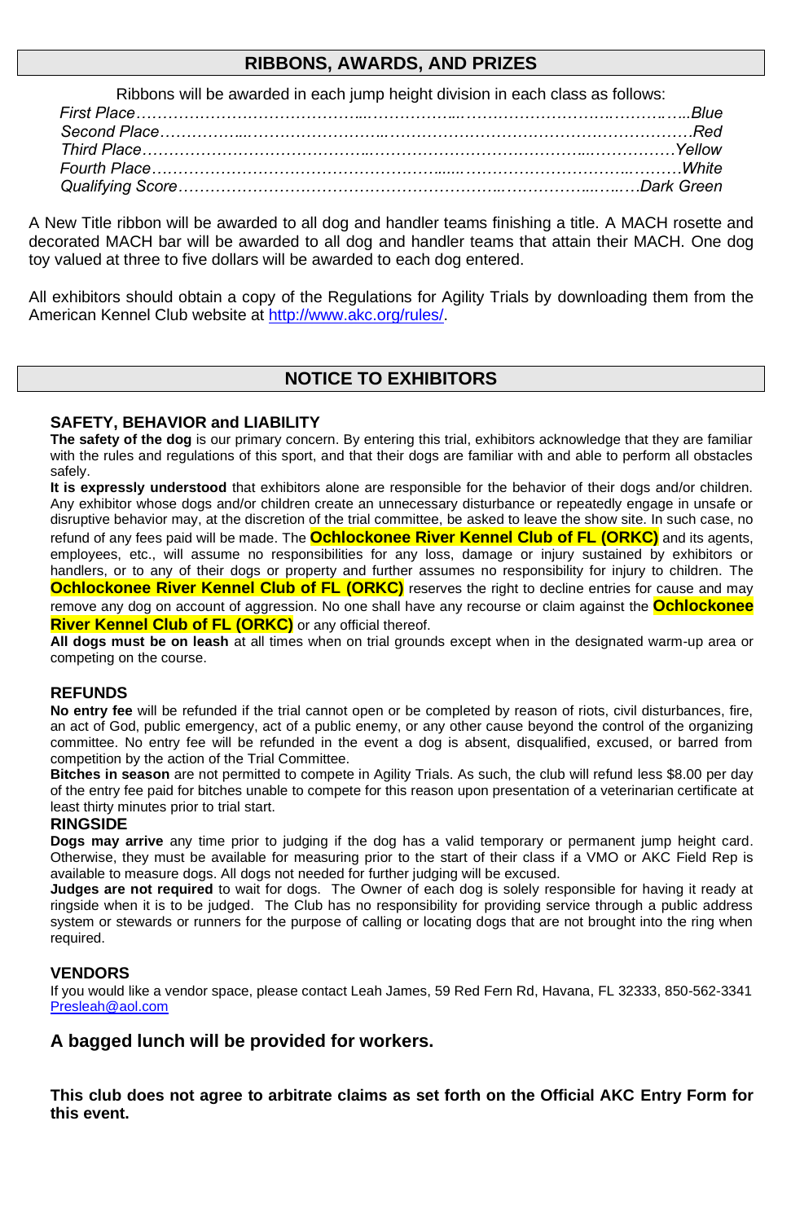## RIBBONS, AWARDS, AND PRIZES

Ribbons will be awarded in each jump height division in each class as follows:

*First Place……………………………………………………………………………………………..Blue*
*Second Place………………………………………………………………………………………….Red*
*Third Place…………………………………………………………………………………………..Yellow*
*Fourth Place…………………………………………………………………………………………White*
*Qualifying Score………………………………………………………………………………Dark Green*

A New Title ribbon will be awarded to all dog and handler teams finishing a title. A MACH rosette and decorated MACH bar will be awarded to all dog and handler teams that attain their MACH. One dog toy valued at three to five dollars will be awarded to each dog entered.

All exhibitors should obtain a copy of the Regulations for Agility Trials by downloading them from the American Kennel Club website at [http://www.akc.org/rules/](http://www.akc.org/rules/).

## NOTICE TO EXHIBITORS

### SAFETY, BEHAVIOR and LIABILITY

**The safety of the dog** is our primary concern. By entering this trial, exhibitors acknowledge that they are familiar with the rules and regulations of this sport, and that their dogs are familiar with and able to perform all obstacles safely.

**It is expressly understood** that exhibitors alone are responsible for the behavior of their dogs and/or children. Any exhibitor whose dogs and/or children create an unnecessary disturbance or repeatedly engage in unsafe or disruptive behavior may, at the discretion of the trial committee, be asked to leave the show site. In such case, no refund of any fees paid will be made. The **Ochlockonee River Kennel Club of FL (ORKC)** and its agents, employees, etc., will assume no responsibilities for any loss, damage or injury sustained by exhibitors or handlers, or to any of their dogs or property and further assumes no responsibility for injury to children. The **Ochlockonee River Kennel Club of FL (ORKC)** reserves the right to decline entries for cause and may remove any dog on account of aggression. No one shall have any recourse or claim against the **Ochlockonee River Kennel Club of FL (ORKC)** or any official thereof.

**All dogs must be on leash** at all times when on trial grounds except when in the designated warm-up area or competing on the course.

### REFUNDS

**No entry fee** will be refunded if the trial cannot open or be completed by reason of riots, civil disturbances, fire, an act of God, public emergency, act of a public enemy, or any other cause beyond the control of the organizing committee. No entry fee will be refunded in the event a dog is absent, disqualified, excused, or barred from competition by the action of the Trial Committee.

**Bitches in season** are not permitted to compete in Agility Trials. As such, the club will refund less $8.00 per day of the entry fee paid for bitches unable to compete for this reason upon presentation of a veterinarian certificate at least thirty minutes prior to trial start.

### RINGSIDE

**Dogs may arrive** any time prior to judging if the dog has a valid temporary or permanent jump height card. Otherwise, they must be available for measuring prior to the start of their class if a VMO or AKC Field Rep is available to measure dogs. All dogs not needed for further judging will be excused.

**Judges are not required** to wait for dogs. The Owner of each dog is solely responsible for having it ready at ringside when it is to be judged. The Club has no responsibility for providing service through a public address system or stewards or runners for the purpose of calling or locating dogs that are not brought into the ring when required.

### VENDORS

If you would like a vendor space, please contact Leah James, 59 Red Fern Rd, Havana, FL 32333, 850-562-3341 [Presleah@aol.com](mailto:Presleah@aol.com)

### A bagged lunch will be provided for workers.

**This club does not agree to arbitrate claims as set forth on the Official AKC Entry Form for this event.**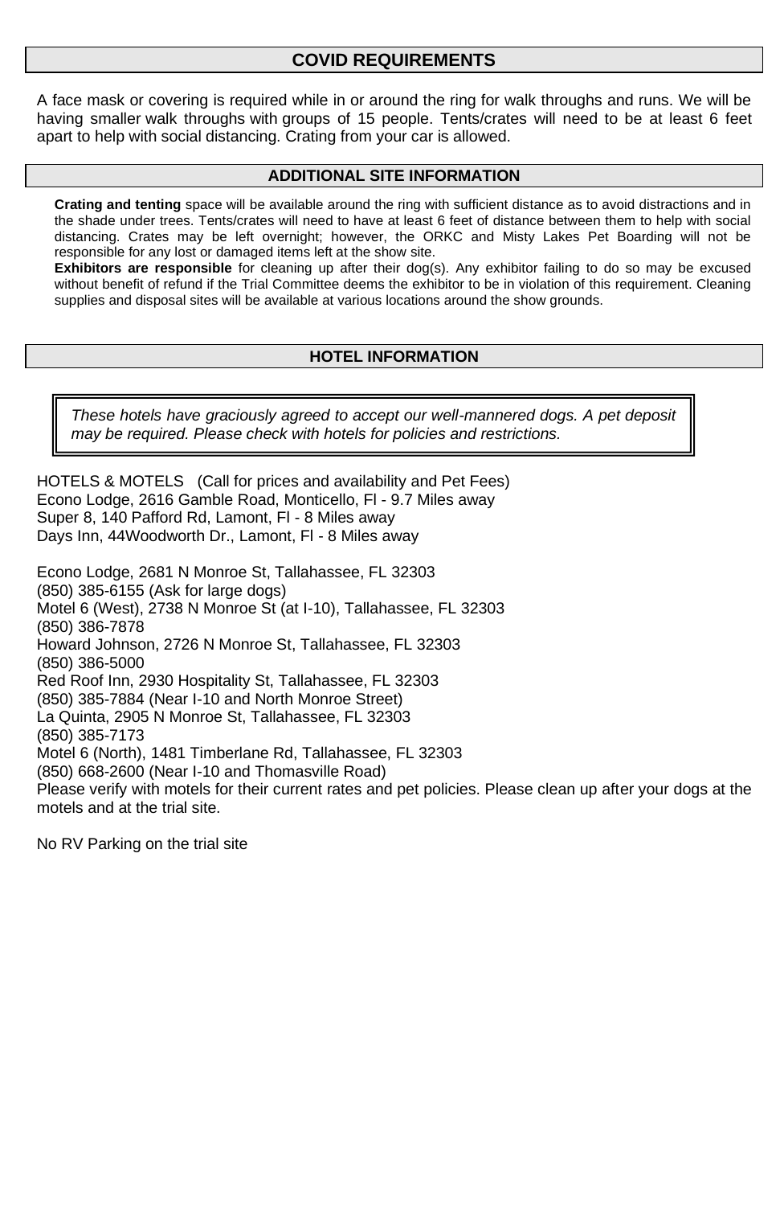## COVID REQUIREMENTS

A face mask or covering is required while in or around the ring for walk throughs and runs. We will be having smaller walk throughs with groups of 15 people. Tents/crates will need to be at least 6 feet apart to help with social distancing. Crating from your car is allowed.

## ADDITIONAL SITE INFORMATION

**Crating and tenting** space will be available around the ring with sufficient distance as to avoid distractions and in the shade under trees. Tents/crates will need to have at least 6 feet of distance between them to help with social distancing. Crates may be left overnight; however, the ORKC and Misty Lakes Pet Boarding will not be responsible for any lost or damaged items left at the show site.

**Exhibitors are responsible** for cleaning up after their dog(s). Any exhibitor failing to do so may be excused without benefit of refund if the Trial Committee deems the exhibitor to be in violation of this requirement. Cleaning supplies and disposal sites will be available at various locations around the show grounds.

## HOTEL INFORMATION

*These hotels have graciously agreed to accept our well-mannered dogs. A pet deposit may be required. Please check with hotels for policies and restrictions.*

HOTELS & MOTELS (Call for prices and availability and Pet Fees)
Econo Lodge, 2616 Gamble Road, Monticello, Fl - 9.7 Miles away
Super 8, 140 Pafford Rd, Lamont, Fl - 8 Miles away
Days Inn, 44Woodworth Dr., Lamont, Fl - 8 Miles away

Econo Lodge, 2681 N Monroe St, Tallahassee, FL 32303
(850) 385-6155 (Ask for large dogs)
Motel 6 (West), 2738 N Monroe St (at I-10), Tallahassee, FL 32303
(850) 386-7878
Howard Johnson, 2726 N Monroe St, Tallahassee, FL 32303
(850) 386-5000
Red Roof Inn, 2930 Hospitality St, Tallahassee, FL 32303
(850) 385-7884 (Near I-10 and North Monroe Street)
La Quinta, 2905 N Monroe St, Tallahassee, FL 32303
(850) 385-7173
Motel 6 (North), 1481 Timberlane Rd, Tallahassee, FL 32303
(850) 668-2600 (Near I-10 and Thomasville Road)
Please verify with motels for their current rates and pet policies. Please clean up after your dogs at the motels and at the trial site.

No RV Parking on the trial site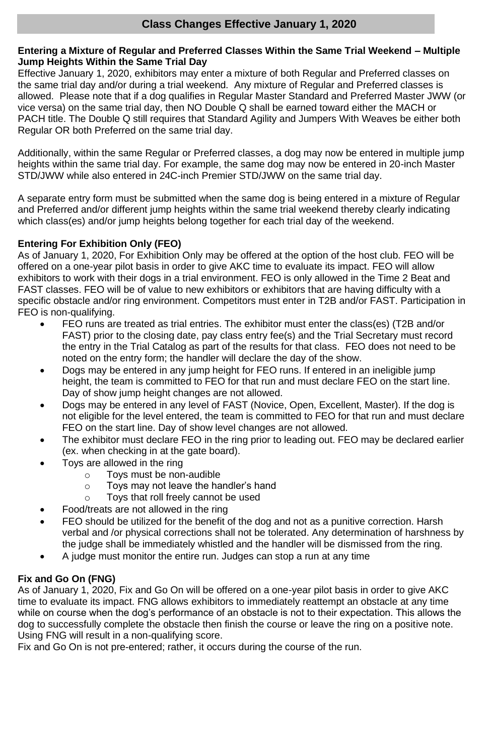## Class Changes Effective January 1, 2020

**Entering a Mixture of Regular and Preferred Classes Within the Same Trial Weekend – Multiple Jump Heights Within the Same Trial Day**

Effective January 1, 2020, exhibitors may enter a mixture of both Regular and Preferred classes on the same trial day and/or during a trial weekend. Any mixture of Regular and Preferred classes is allowed. Please note that if a dog qualifies in Regular Master Standard and Preferred Master JWW (or vice versa) on the same trial day, then NO Double Q shall be earned toward either the MACH or PACH title. The Double Q still requires that Standard Agility and Jumpers With Weaves be either both Regular OR both Preferred on the same trial day.

Additionally, within the same Regular or Preferred classes, a dog may now be entered in multiple jump heights within the same trial day. For example, the same dog may now be entered in 20-inch Master STD/JWW while also entered in 24C-inch Premier STD/JWW on the same trial day.

A separate entry form must be submitted when the same dog is being entered in a mixture of Regular and Preferred and/or different jump heights within the same trial weekend thereby clearly indicating which class(es) and/or jump heights belong together for each trial day of the weekend.

**Entering For Exhibition Only (FEO)**

As of January 1, 2020, For Exhibition Only may be offered at the option of the host club. FEO will be offered on a one-year pilot basis in order to give AKC time to evaluate its impact. FEO will allow exhibitors to work with their dogs in a trial environment. FEO is only allowed in the Time 2 Beat and FAST classes. FEO will be of value to new exhibitors or exhibitors that are having difficulty with a specific obstacle and/or ring environment. Competitors must enter in T2B and/or FAST. Participation in FEO is non-qualifying.

- FEO runs are treated as trial entries. The exhibitor must enter the class(es) (T2B and/or FAST) prior to the closing date, pay class entry fee(s) and the Trial Secretary must record the entry in the Trial Catalog as part of the results for that class. FEO does not need to be noted on the entry form; the handler will declare the day of the show.
- Dogs may be entered in any jump height for FEO runs. If entered in an ineligible jump height, the team is committed to FEO for that run and must declare FEO on the start line. Day of show jump height changes are not allowed.
- Dogs may be entered in any level of FAST (Novice, Open, Excellent, Master). If the dog is not eligible for the level entered, the team is committed to FEO for that run and must declare FEO on the start line. Day of show level changes are not allowed.
- The exhibitor must declare FEO in the ring prior to leading out. FEO may be declared earlier (ex. when checking in at the gate board).
- Toys are allowed in the ring
  - Toys must be non-audible
  - Toys may not leave the handler's hand
  - Toys that roll freely cannot be used
- Food/treats are not allowed in the ring
- FEO should be utilized for the benefit of the dog and not as a punitive correction. Harsh verbal and /or physical corrections shall not be tolerated. Any determination of harshness by the judge shall be immediately whistled and the handler will be dismissed from the ring.
- A judge must monitor the entire run. Judges can stop a run at any time

**Fix and Go On (FNG)**

As of January 1, 2020, Fix and Go On will be offered on a one-year pilot basis in order to give AKC time to evaluate its impact. FNG allows exhibitors to immediately reattempt an obstacle at any time while on course when the dog's performance of an obstacle is not to their expectation. This allows the dog to successfully complete the obstacle then finish the course or leave the ring on a positive note. Using FNG will result in a non-qualifying score.

Fix and Go On is not pre-entered; rather, it occurs during the course of the run.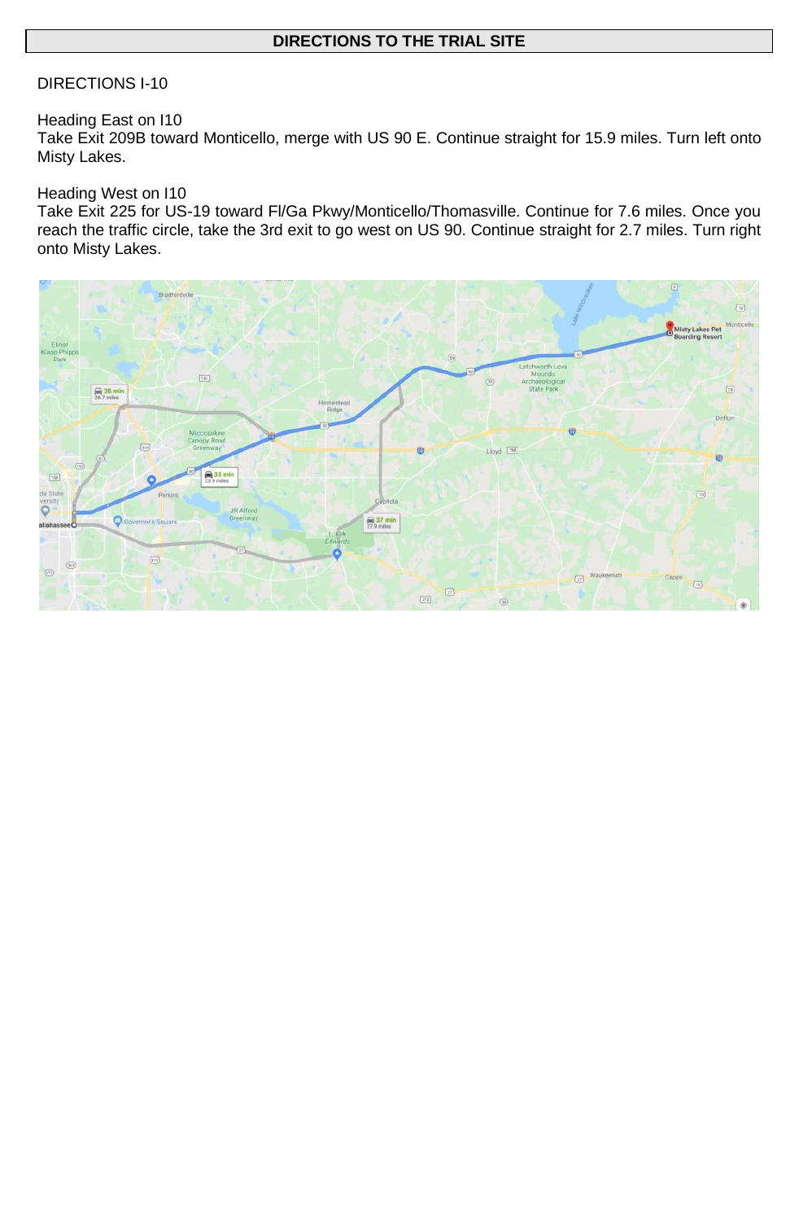## DIRECTIONS TO THE TRIAL SITE

DIRECTIONS I-10

Heading East on I10
Take Exit 209B toward Monticello, merge with US 90 E. Continue straight for 15.9 miles. Turn left onto Misty Lakes.

Heading West on I10
Take Exit 225 for US-19 toward Fl/Ga Pkwy/Monticello/Thomasville. Continue for 7.6 miles. Once you reach the traffic circle, take the 3rd exit to go west on US 90. Continue straight for 2.7 miles. Turn right onto Misty Lakes.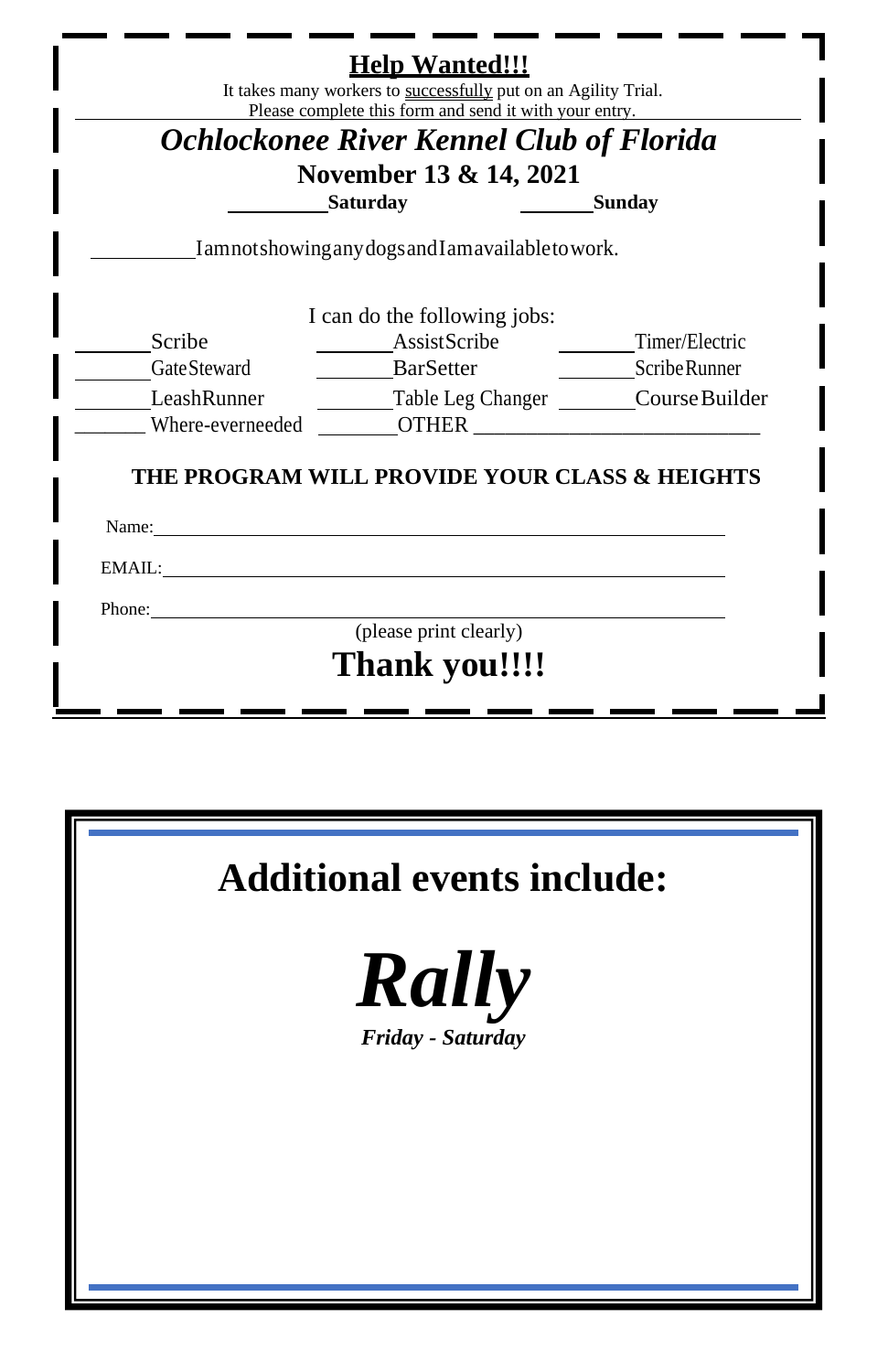# Help Wanted!!!

It takes many workers to successfully put on an Agility Trial.
Please complete this form and send it with your entry.

## *Ochlockonee River Kennel Club of Florida*

**November 13 & 14, 2021**

_________ **Saturday** _______ **Sunday**

__________ I am not showing any dogs and I am available to work.

I can do the following jobs:

| | | |
|---|---|---|
| _______ Scribe | _______ Assist Scribe | _______ Timer/Electric |
| _______ Gate Steward | _______ Bar Setter | _______ Scribe Runner |
| _______ Leash Runner | _______ Table Leg Changer | _______ Course Builder |
| _______ Where-ever needed | _______ OTHER ____________________________ | |

**THE PROGRAM WILL PROVIDE YOUR CLASS & HEIGHTS**

Name: ____________________________________________

EMAIL: ____________________________________________

Phone: ____________________________________________

(please print clearly)

**Thank you!!!!**

# Additional events include:

***Rally***

***Friday - Saturday***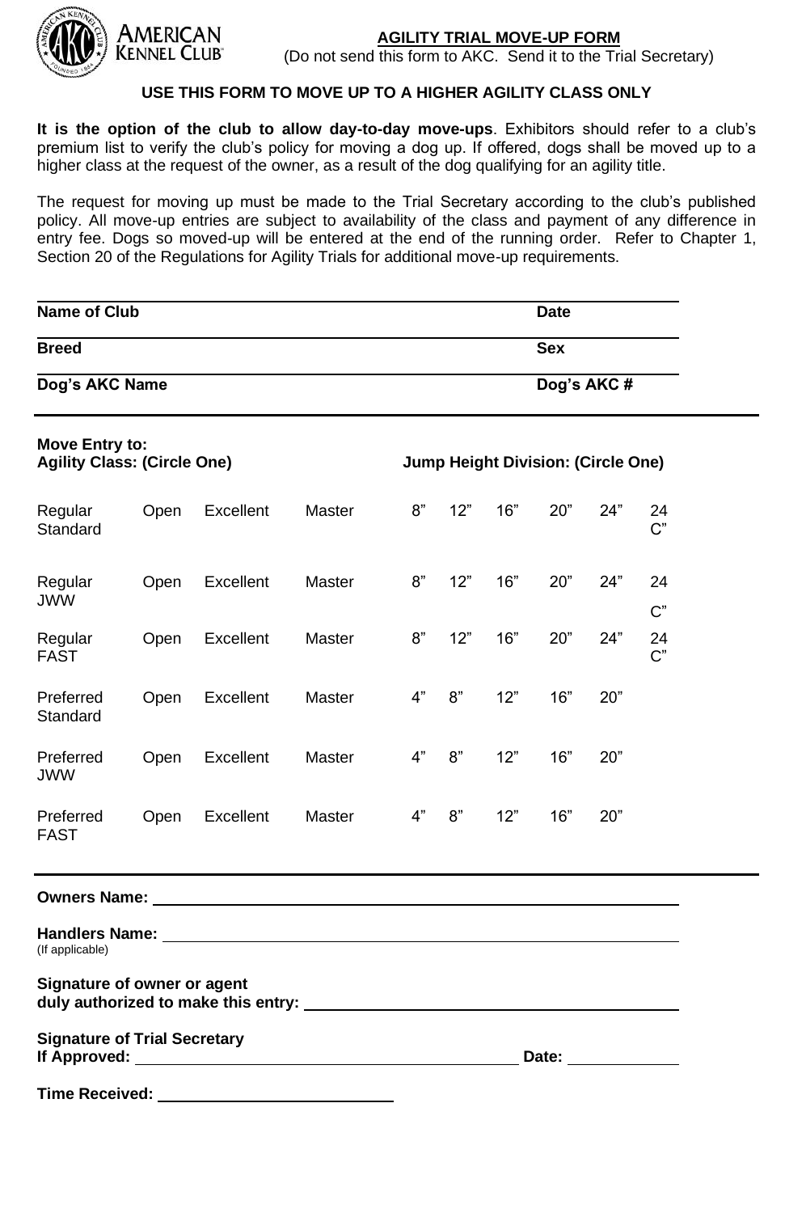AMERICAN KENNEL CLUB

## AGILITY TRIAL MOVE-UP FORM

(Do not send this form to AKC. Send it to the Trial Secretary)

### USE THIS FORM TO MOVE UP TO A HIGHER AGILITY CLASS ONLY

**It is the option of the club to allow day-to-day move-ups**. Exhibitors should refer to a club's premium list to verify the club's policy for moving a dog up. If offered, dogs shall be moved up to a higher class at the request of the owner, as a result of the dog qualifying for an agility title.

The request for moving up must be made to the Trial Secretary according to the club's published policy. All move-up entries are subject to availability of the class and payment of any difference in entry fee. Dogs so moved-up will be entered at the end of the running order. Refer to Chapter 1, Section 20 of the Regulations for Agility Trials for additional move-up requirements.

**Name of Club** ________________________ **Date** ____________

**Breed** ________________________ **Sex** ____________

**Dog's AKC Name** ________________________ **Dog's AKC #** ____________

**Move Entry to:**
**Agility Class: (Circle One)** | **Jump Height Division: (Circle One)**

| | | | | | | | | | |
|---|---|---|---|---|---|---|---|---|---|
| Regular Standard | Open | Excellent | Master | 8" | 12" | 16" | 20" | 24" | 24 C" |
| Regular JWW | Open | Excellent | Master | 8" | 12" | 16" | 20" | 24" | 24 C" |
| Regular FAST | Open | Excellent | Master | 8" | 12" | 16" | 20" | 24" | 24 C" |
| Preferred Standard | Open | Excellent | Master | 4" | 8" | 12" | 16" | 20" | |
| Preferred JWW | Open | Excellent | Master | 4" | 8" | 12" | 16" | 20" | |
| Preferred FAST | Open | Excellent | Master | 4" | 8" | 12" | 16" | 20" | |

**Owners Name:** ________________________

**Handlers Name:** ________________________
(If applicable)

**Signature of owner or agent duly authorized to make this entry:** ________________________

**Signature of Trial Secretary If Approved:** ________________________ **Date:** ____________

**Time Received:** ________________________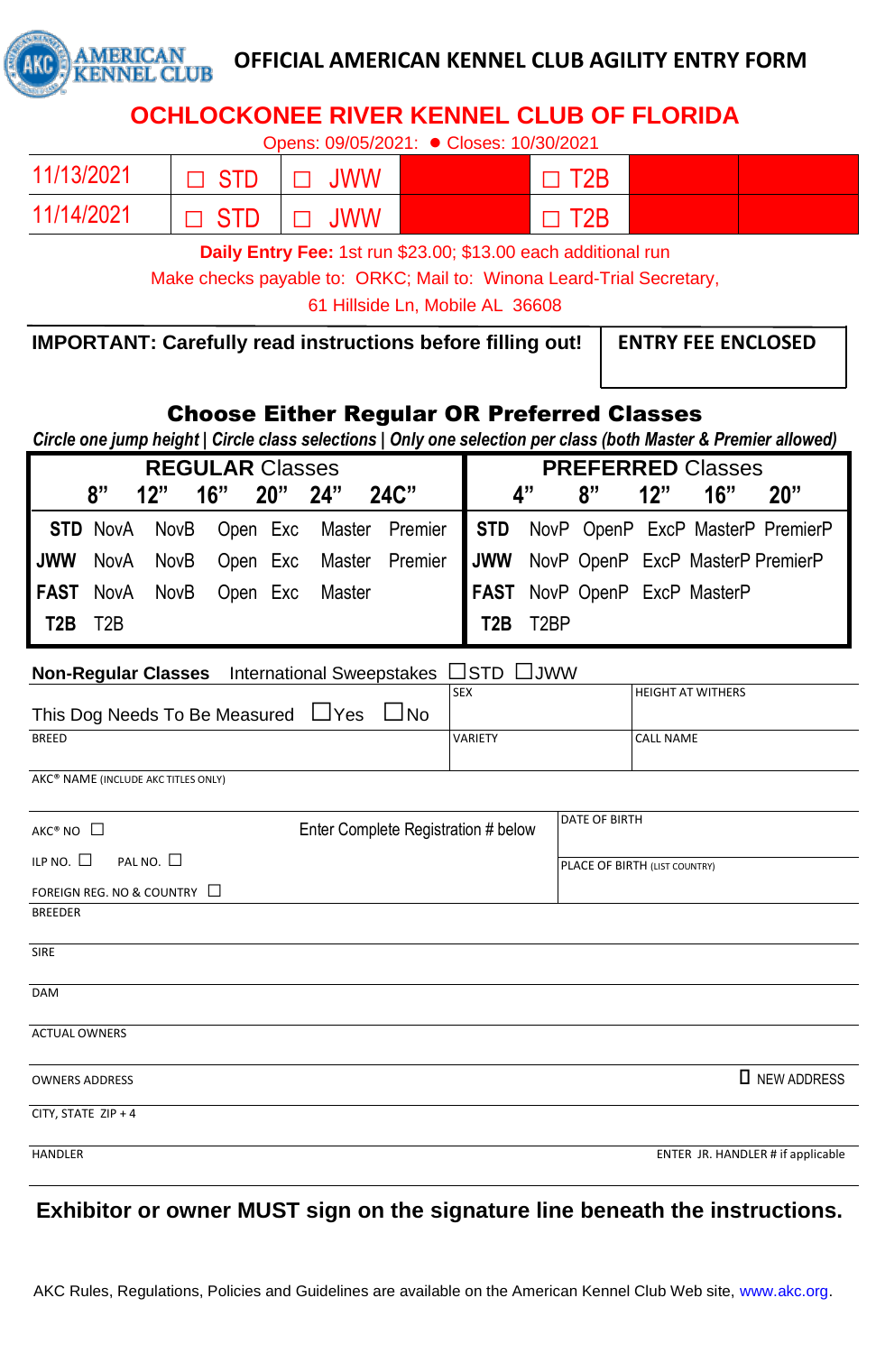AMERICAN KENNEL CLUB

# OFFICIAL AMERICAN KENNEL CLUB AGILITY ENTRY FORM

## OCHLOCKONEE RIVER KENNEL CLUB OF FLORIDA

Opens: 09/05/2021: ● Closes: 10/30/2021

| | | | | | | |
|---|---|---|---|---|---|---|
| 11/13/2021 | ☐ STD | ☐ JWW | | ☐ T2B | | |
| 11/14/2021 | ☐ STD | ☐ JWW | | ☐ T2B | | |

**Daily Entry Fee:** 1st run $23.00; $13.00 each additional run

Make checks payable to: ORKC; Mail to: Winona Leard-Trial Secretary, 61 Hillside Ln, Mobile AL 36608

**IMPORTANT: Carefully read instructions before filling out!**

**ENTRY FEE ENCLOSED**

## Choose Either Regular OR Preferred Classes

*Circle one jump height | Circle class selections | Only one selection per class (both Master & Premier allowed)*

| REGULAR Classes | | | | | | | PREFERRED Classes | | | | | |
|---|---|---|---|---|---|---|---|---|---|---|---|---|
| | 8" | 12" | 16" | 20" | 24" | 24C" | | 4" | 8" | 12" | 16" | 20" |
| **STD** | NovA | NovB | Open | Exc | Master | Premier | **STD** | NovP | OpenP | ExcP | MasterP | PremierP |
| **JWW** | NovA | NovB | Open | Exc | Master | Premier | **JWW** | NovP | OpenP | ExcP | MasterP | PremierP |
| **FAST** | NovA | NovB | Open | Exc | Master | | **FAST** | NovP | OpenP | ExcP | MasterP | |
| **T2B** | T2B | | | | | | **T2B** | T2BP | | | | |

**Non-Regular Classes** International Sweepstakes ☐STD ☐JWW

This Dog Needs To Be Measured ☐Yes ☐No

SEX

HEIGHT AT WITHERS

BREED

VARIETY

CALL NAME

AKC® NAME (INCLUDE AKC TITLES ONLY)

AKC® NO ☐ Enter Complete Registration # below

ILP NO. ☐ PAL NO. ☐

FOREIGN REG. NO & COUNTRY ☐

DATE OF BIRTH

PLACE OF BIRTH (LIST COUNTRY)

BREEDER

SIRE

DAM

ACTUAL OWNERS

OWNERS ADDRESS ☐ NEW ADDRESS

CITY, STATE ZIP + 4

HANDLER ENTER JR. HANDLER # if applicable

**Exhibitor or owner MUST sign on the signature line beneath the instructions.**

AKC Rules, Regulations, Policies and Guidelines are available on the American Kennel Club Web site, www.akc.org.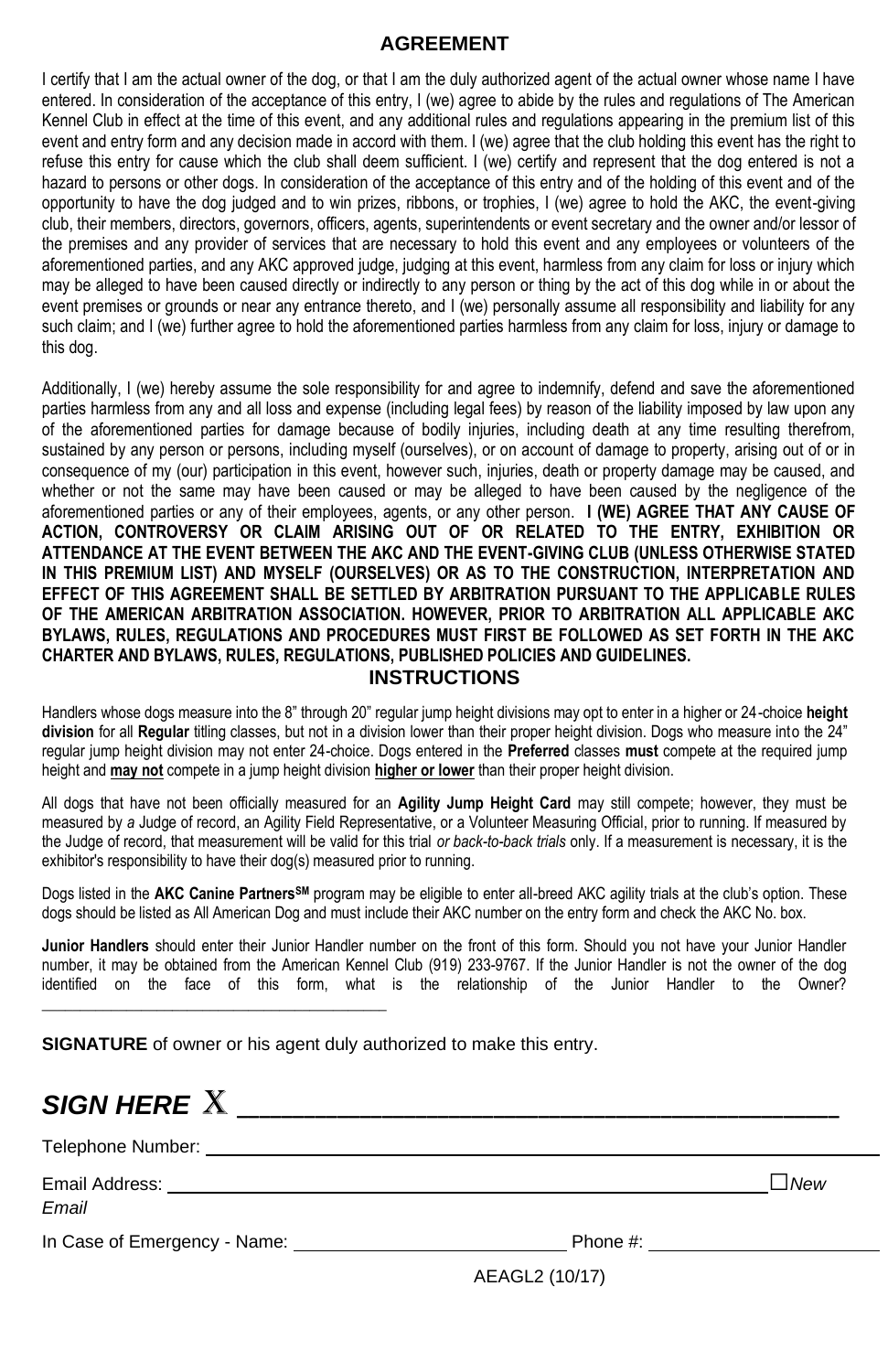## AGREEMENT

I certify that I am the actual owner of the dog, or that I am the duly authorized agent of the actual owner whose name I have entered. In consideration of the acceptance of this entry, I (we) agree to abide by the rules and regulations of The American Kennel Club in effect at the time of this event, and any additional rules and regulations appearing in the premium list of this event and entry form and any decision made in accord with them. I (we) agree that the club holding this event has the right to refuse this entry for cause which the club shall deem sufficient. I (we) certify and represent that the dog entered is not a hazard to persons or other dogs. In consideration of the acceptance of this entry and of the holding of this event and of the opportunity to have the dog judged and to win prizes, ribbons, or trophies, I (we) agree to hold the AKC, the event-giving club, their members, directors, governors, officers, agents, superintendents or event secretary and the owner and/or lessor of the premises and any provider of services that are necessary to hold this event and any employees or volunteers of the aforementioned parties, and any AKC approved judge, judging at this event, harmless from any claim for loss or injury which may be alleged to have been caused directly or indirectly to any person or thing by the act of this dog while in or about the event premises or grounds or near any entrance thereto, and I (we) personally assume all responsibility and liability for any such claim; and I (we) further agree to hold the aforementioned parties harmless from any claim for loss, injury or damage to this dog.

Additionally, I (we) hereby assume the sole responsibility for and agree to indemnify, defend and save the aforementioned parties harmless from any and all loss and expense (including legal fees) by reason of the liability imposed by law upon any of the aforementioned parties for damage because of bodily injuries, including death at any time resulting therefrom, sustained by any person or persons, including myself (ourselves), or on account of damage to property, arising out of or in consequence of my (our) participation in this event, however such, injuries, death or property damage may be caused, and whether or not the same may have been caused or may be alleged to have been caused by the negligence of the aforementioned parties or any of their employees, agents, or any other person. **I (WE) AGREE THAT ANY CAUSE OF ACTION, CONTROVERSY OR CLAIM ARISING OUT OF OR RELATED TO THE ENTRY, EXHIBITION OR ATTENDANCE AT THE EVENT BETWEEN THE AKC AND THE EVENT-GIVING CLUB (UNLESS OTHERWISE STATED IN THIS PREMIUM LIST) AND MYSELF (OURSELVES) OR AS TO THE CONSTRUCTION, INTERPRETATION AND EFFECT OF THIS AGREEMENT SHALL BE SETTLED BY ARBITRATION PURSUANT TO THE APPLICABLE RULES OF THE AMERICAN ARBITRATION ASSOCIATION. HOWEVER, PRIOR TO ARBITRATION ALL APPLICABLE AKC BYLAWS, RULES, REGULATIONS AND PROCEDURES MUST FIRST BE FOLLOWED AS SET FORTH IN THE AKC CHARTER AND BYLAWS, RULES, REGULATIONS, PUBLISHED POLICIES AND GUIDELINES.**

## INSTRUCTIONS

Handlers whose dogs measure into the 8" through 20" regular jump height divisions may opt to enter in a higher or 24-choice **height division** for all **Regular** titling classes, but not in a division lower than their proper height division. Dogs who measure into the 24" regular jump height division may not enter 24-choice. Dogs entered in the **Preferred** classes **must** compete at the required jump height and **may not** compete in a jump height division **higher or lower** than their proper height division.

All dogs that have not been officially measured for an **Agility Jump Height Card** may still compete; however, they must be measured by *a* Judge of record, an Agility Field Representative, or a Volunteer Measuring Official, prior to running. If measured by the Judge of record, that measurement will be valid for this trial *or back-to-back trials* only. If a measurement is necessary, it is the exhibitor's responsibility to have their dog(s) measured prior to running.

Dogs listed in the **AKC Canine Partners**[SM] program may be eligible to enter all-breed AKC agility trials at the club's option. These dogs should be listed as All American Dog and must include their AKC number on the entry form and check the AKC No. box.

**Junior Handlers** should enter their Junior Handler number on the front of this form. Should you not have your Junior Handler number, it may be obtained from the American Kennel Club (919) 233-9767. If the Junior Handler is not the owner of the dog identified on the face of this form, what is the relationship of the Junior Handler to the Owner? \_\_\_\_\_\_\_\_\_\_\_\_\_\_\_\_\_\_\_\_\_\_\_\_\_\_\_\_\_\_\_\_\_\_\_\_\_\_\_\_

**SIGNATURE** of owner or his agent duly authorized to make this entry.

***SIGN HERE*** X \_\_\_\_\_\_\_\_\_\_\_\_\_\_\_\_\_\_\_\_\_\_\_\_\_\_\_\_\_\_\_\_\_\_\_\_\_\_\_\_\_\_\_\_

Telephone Number: \_\_\_\_\_\_\_\_\_\_\_\_\_\_\_\_\_\_\_\_\_\_\_\_\_\_\_\_\_\_\_\_\_\_\_\_\_\_\_\_

Email Address: \_\_\_\_\_\_\_\_\_\_\_\_\_\_\_\_\_\_\_\_\_\_\_\_\_\_\_\_\_\_\_\_\_\_\_\_\_\_\_\_ ☐*New Email*

In Case of Emergency - Name: \_\_\_\_\_\_\_\_\_\_\_\_\_\_\_\_\_\_\_\_\_\_\_\_ Phone #: \_\_\_\_\_\_\_\_\_\_\_\_\_\_\_\_\_\_\_\_

AEAGL2 (10/17)